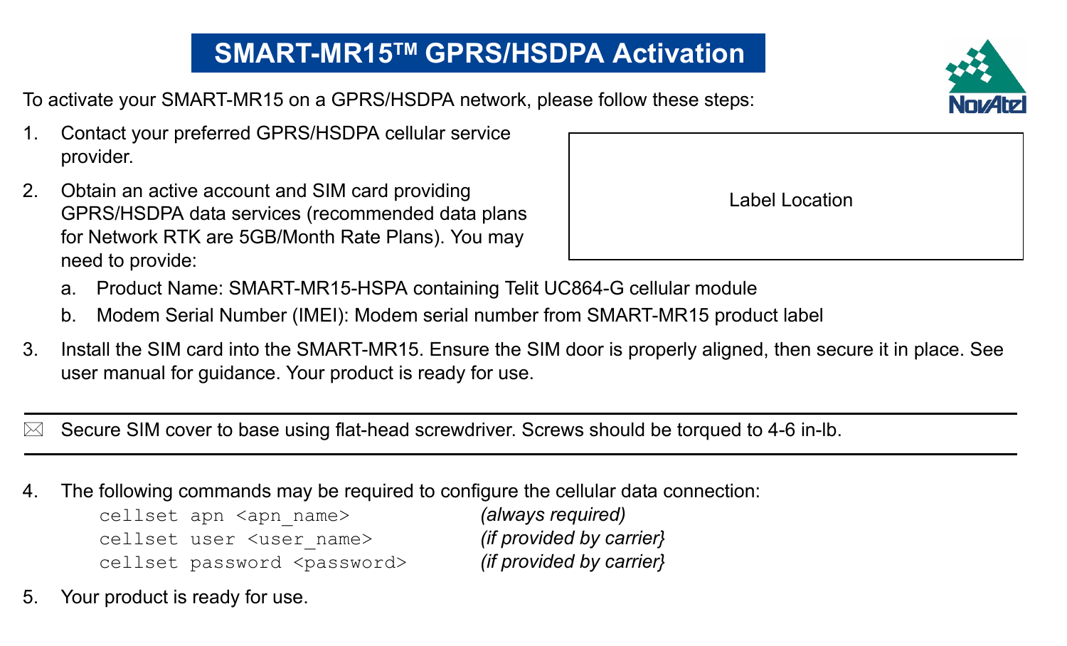# SMART-MR15™ GPRS/HSDPA Activation

To activate your SMART-MR15 on a GPRS/HSDPA network, please follow these steps:

Label Location

1. Contact your preferred GPRS/HSDPA cellular service provider.
2. Obtain an active account and SIM card providing GPRS/HSDPA data services (recommended data plans for Network RTK are 5GB/Month Rate Plans). You may need to provide:
   a. Product Name: SMART-MR15-HSPA containing Telit UC864-G cellular module
   b. Modem Serial Number (IMEI): Modem serial number from SMART-MR15 product label
3. Install the SIM card into the SMART-MR15. Ensure the SIM door is properly aligned, then secure it in place. See user manual for guidance. Your product is ready for use.

---

☒ Secure SIM cover to base using flat-head screwdriver. Screws should be torqued to 4-6 in-lb.

---

4. The following commands may be required to configure the cellular data connection:

```
cellset apn <apn_name>              (always required)
cellset user <user_name>            (if provided by carrier}
cellset password <password>         (if provided by carrier}
```

5. Your product is ready for use.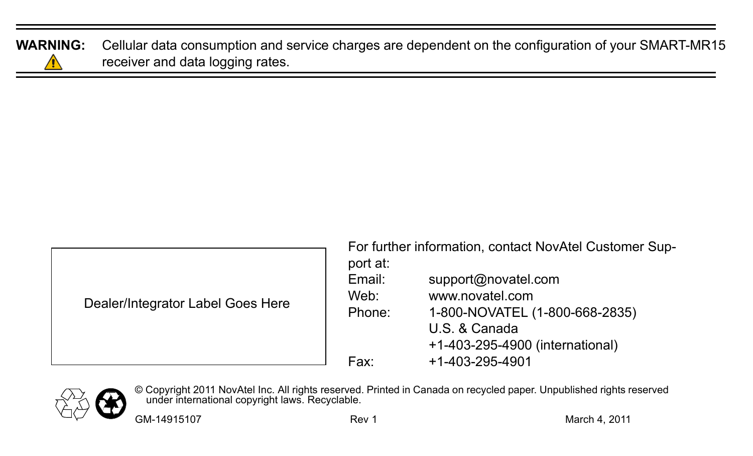**WARNING:** Cellular data consumption and service charges are dependent on the configuration of your SMART-MR15 receiver and data logging rates.

Dealer/Integrator Label Goes Here

For further information, contact NovAtel Customer Support at:

| | |
|---|---|
| Email: | support@novatel.com |
| Web: | www.novatel.com |
| Phone: | 1-800-NOVATEL (1-800-668-2835) U.S. & Canada |
| | +1-403-295-4900 (international) |
| Fax: | +1-403-295-4901 |

© Copyright 2011 NovAtel Inc. All rights reserved. Printed in Canada on recycled paper. Unpublished rights reserved under international copyright laws. Recyclable.

GM-14915107 Rev 1 March 4, 2011